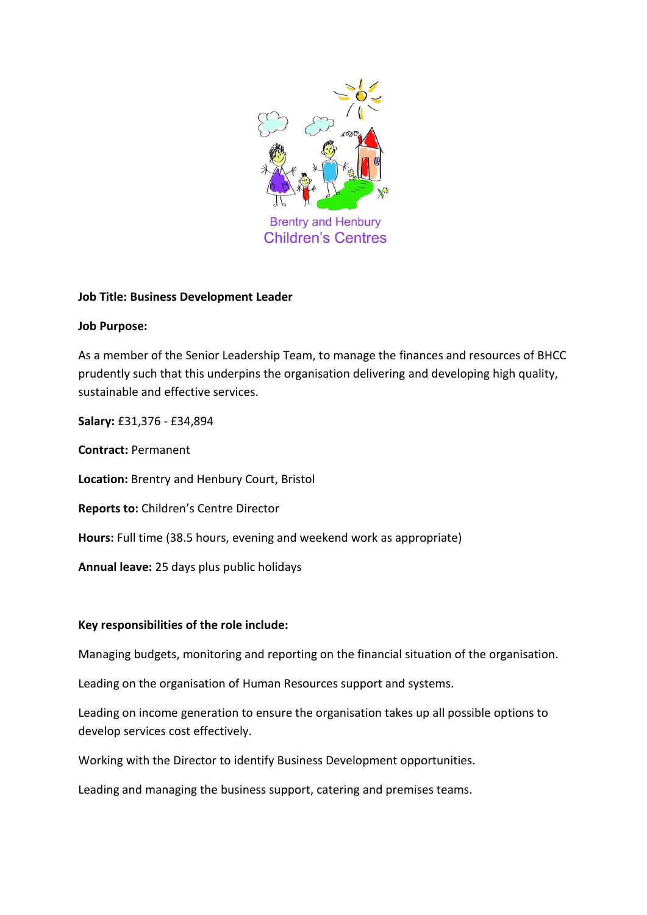Brentry and Henbury
Children's Centres

**Job Title: Business Development Leader**

**Job Purpose:**

As a member of the Senior Leadership Team, to manage the finances and resources of BHCC prudently such that this underpins the organisation delivering and developing high quality, sustainable and effective services.

**Salary:** £31,376 - £34,894

**Contract:** Permanent

**Location:** Brentry and Henbury Court, Bristol

**Reports to:** Children's Centre Director

**Hours:** Full time (38.5 hours, evening and weekend work as appropriate)

**Annual leave:** 25 days plus public holidays

**Key responsibilities of the role include:**

Managing budgets, monitoring and reporting on the financial situation of the organisation.

Leading on the organisation of Human Resources support and systems.

Leading on income generation to ensure the organisation takes up all possible options to develop services cost effectively.

Working with the Director to identify Business Development opportunities.

Leading and managing the business support, catering and premises teams.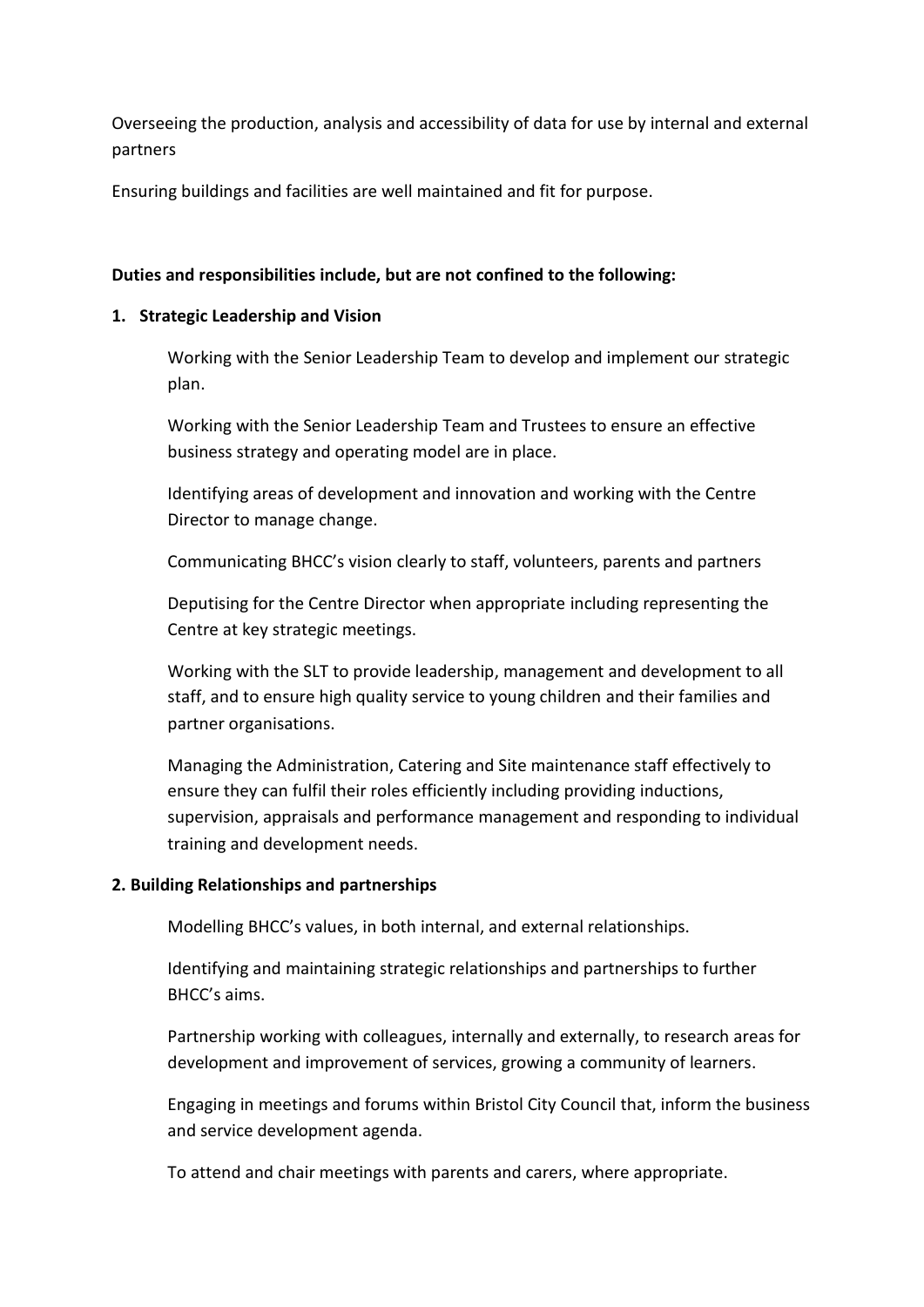Overseeing the production, analysis and accessibility of data for use by internal and external partners

Ensuring buildings and facilities are well maintained and fit for purpose.

**Duties and responsibilities include, but are not confined to the following:**

**1. Strategic Leadership and Vision**

Working with the Senior Leadership Team to develop and implement our strategic plan.

Working with the Senior Leadership Team and Trustees to ensure an effective business strategy and operating model are in place.

Identifying areas of development and innovation and working with the Centre Director to manage change.

Communicating BHCC's vision clearly to staff, volunteers, parents and partners

Deputising for the Centre Director when appropriate including representing the Centre at key strategic meetings.

Working with the SLT to provide leadership, management and development to all staff, and to ensure high quality service to young children and their families and partner organisations.

Managing the Administration, Catering and Site maintenance staff effectively to ensure they can fulfil their roles efficiently including providing inductions, supervision, appraisals and performance management and responding to individual training and development needs.

**2. Building Relationships and partnerships**

Modelling BHCC's values, in both internal, and external relationships.

Identifying and maintaining strategic relationships and partnerships to further BHCC's aims.

Partnership working with colleagues, internally and externally, to research areas for development and improvement of services, growing a community of learners.

Engaging in meetings and forums within Bristol City Council that, inform the business and service development agenda.

To attend and chair meetings with parents and carers, where appropriate.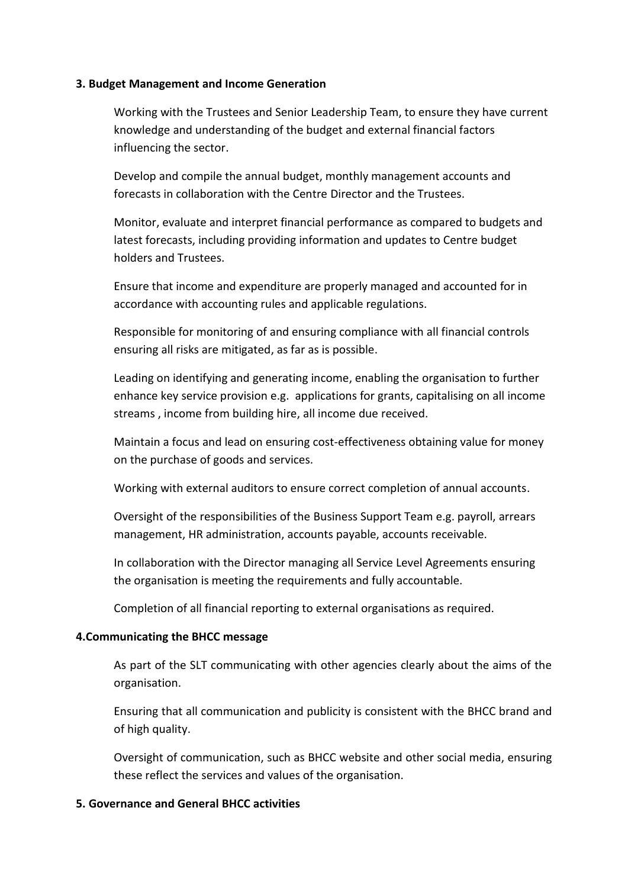**3. Budget Management and Income Generation**

Working with the Trustees and Senior Leadership Team, to ensure they have current knowledge and understanding of the budget and external financial factors influencing the sector.

Develop and compile the annual budget, monthly management accounts and forecasts in collaboration with the Centre Director and the Trustees.

Monitor, evaluate and interpret financial performance as compared to budgets and latest forecasts, including providing information and updates to Centre budget holders and Trustees.

Ensure that income and expenditure are properly managed and accounted for in accordance with accounting rules and applicable regulations.

Responsible for monitoring of and ensuring compliance with all financial controls ensuring all risks are mitigated, as far as is possible.

Leading on identifying and generating income, enabling the organisation to further enhance key service provision e.g. applications for grants, capitalising on all income streams , income from building hire, all income due received.

Maintain a focus and lead on ensuring cost-effectiveness obtaining value for money on the purchase of goods and services.

Working with external auditors to ensure correct completion of annual accounts.

Oversight of the responsibilities of the Business Support Team e.g. payroll, arrears management, HR administration, accounts payable, accounts receivable.

In collaboration with the Director managing all Service Level Agreements ensuring the organisation is meeting the requirements and fully accountable.

Completion of all financial reporting to external organisations as required.

**4.Communicating the BHCC message**

As part of the SLT communicating with other agencies clearly about the aims of the organisation.

Ensuring that all communication and publicity is consistent with the BHCC brand and of high quality.

Oversight of communication, such as BHCC website and other social media, ensuring these reflect the services and values of the organisation.

**5. Governance and General BHCC activities**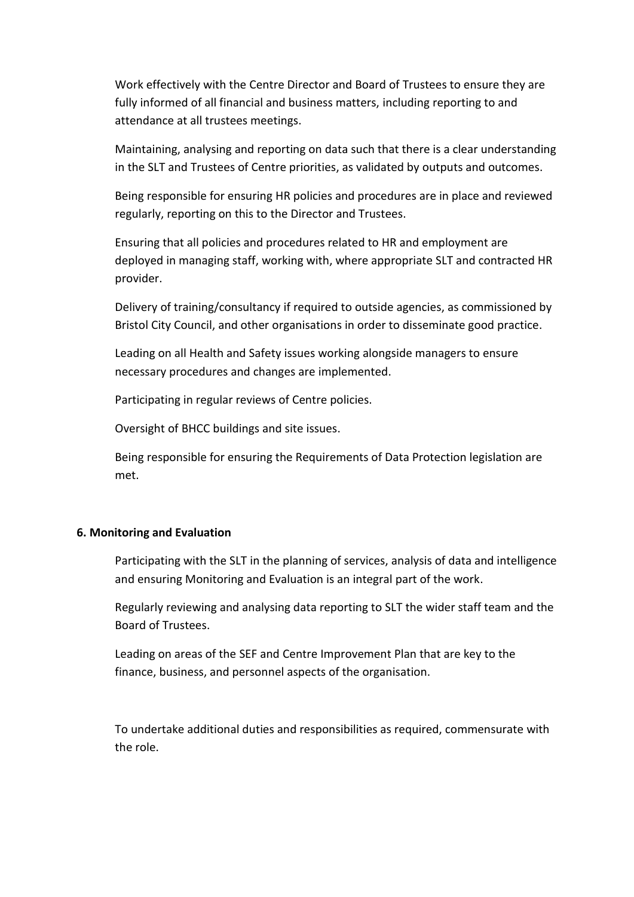Work effectively with the Centre Director and Board of Trustees to ensure they are fully informed of all financial and business matters, including reporting to and attendance at all trustees meetings.

Maintaining, analysing and reporting on data such that there is a clear understanding in the SLT and Trustees of Centre priorities, as validated by outputs and outcomes.

Being responsible for ensuring HR policies and procedures are in place and reviewed regularly, reporting on this to the Director and Trustees.

Ensuring that all policies and procedures related to HR and employment are deployed in managing staff, working with, where appropriate SLT and contracted HR provider.

Delivery of training/consultancy if required to outside agencies, as commissioned by Bristol City Council, and other organisations in order to disseminate good practice.

Leading on all Health and Safety issues working alongside managers to ensure necessary procedures and changes are implemented.

Participating in regular reviews of Centre policies.

Oversight of BHCC buildings and site issues.

Being responsible for ensuring the Requirements of Data Protection legislation are met.

**6. Monitoring and Evaluation**

Participating with the SLT in the planning of services, analysis of data and intelligence and ensuring Monitoring and Evaluation is an integral part of the work.

Regularly reviewing and analysing data reporting to SLT the wider staff team and the Board of Trustees.

Leading on areas of the SEF and Centre Improvement Plan that are key to the finance, business, and personnel aspects of the organisation.

To undertake additional duties and responsibilities as required, commensurate with the role.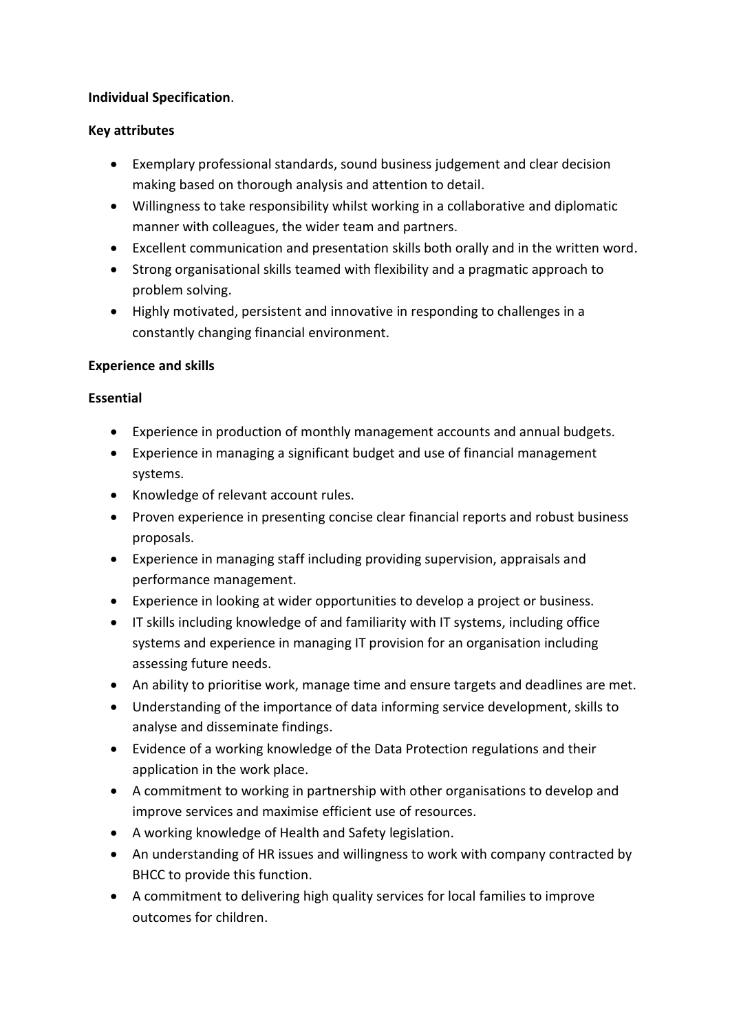**Individual Specification**.

**Key attributes**

- Exemplary professional standards, sound business judgement and clear decision making based on thorough analysis and attention to detail.
- Willingness to take responsibility whilst working in a collaborative and diplomatic manner with colleagues, the wider team and partners.
- Excellent communication and presentation skills both orally and in the written word.
- Strong organisational skills teamed with flexibility and a pragmatic approach to problem solving.
- Highly motivated, persistent and innovative in responding to challenges in a constantly changing financial environment.

**Experience and skills**

**Essential**

- Experience in production of monthly management accounts and annual budgets.
- Experience in managing a significant budget and use of financial management systems.
- Knowledge of relevant account rules.
- Proven experience in presenting concise clear financial reports and robust business proposals.
- Experience in managing staff including providing supervision, appraisals and performance management.
- Experience in looking at wider opportunities to develop a project or business.
- IT skills including knowledge of and familiarity with IT systems, including office systems and experience in managing IT provision for an organisation including assessing future needs.
- An ability to prioritise work, manage time and ensure targets and deadlines are met.
- Understanding of the importance of data informing service development, skills to analyse and disseminate findings.
- Evidence of a working knowledge of the Data Protection regulations and their application in the work place.
- A commitment to working in partnership with other organisations to develop and improve services and maximise efficient use of resources.
- A working knowledge of Health and Safety legislation.
- An understanding of HR issues and willingness to work with company contracted by BHCC to provide this function.
- A commitment to delivering high quality services for local families to improve outcomes for children.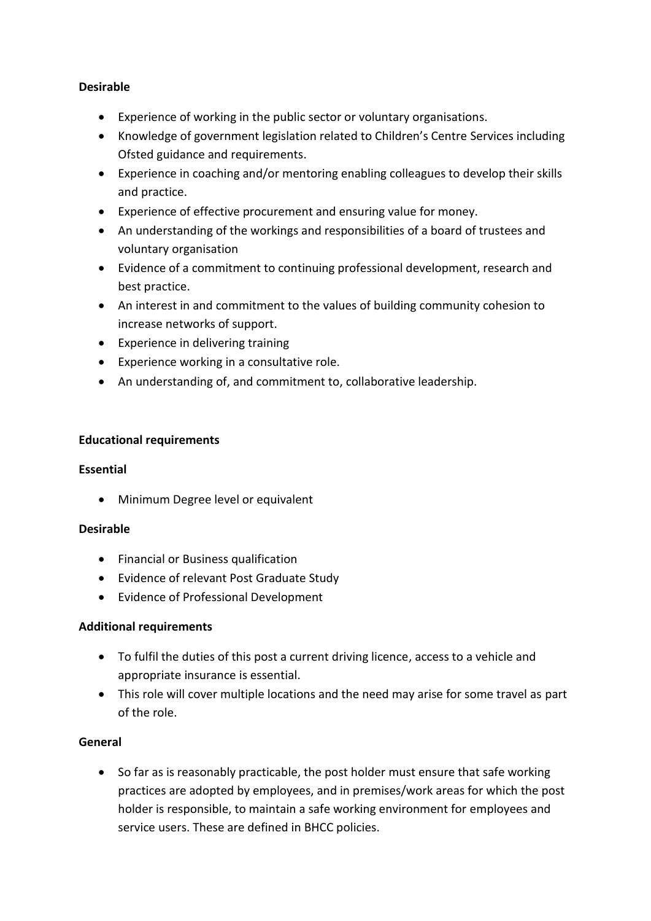**Desirable**

- Experience of working in the public sector or voluntary organisations.
- Knowledge of government legislation related to Children's Centre Services including Ofsted guidance and requirements.
- Experience in coaching and/or mentoring enabling colleagues to develop their skills and practice.
- Experience of effective procurement and ensuring value for money.
- An understanding of the workings and responsibilities of a board of trustees and voluntary organisation
- Evidence of a commitment to continuing professional development, research and best practice.
- An interest in and commitment to the values of building community cohesion to increase networks of support.
- Experience in delivering training
- Experience working in a consultative role.
- An understanding of, and commitment to, collaborative leadership.

**Educational requirements**

**Essential**

- Minimum Degree level or equivalent

**Desirable**

- Financial or Business qualification
- Evidence of relevant Post Graduate Study
- Evidence of Professional Development

**Additional requirements**

- To fulfil the duties of this post a current driving licence, access to a vehicle and appropriate insurance is essential.
- This role will cover multiple locations and the need may arise for some travel as part of the role.

**General**

- So far as is reasonably practicable, the post holder must ensure that safe working practices are adopted by employees, and in premises/work areas for which the post holder is responsible, to maintain a safe working environment for employees and service users. These are defined in BHCC policies.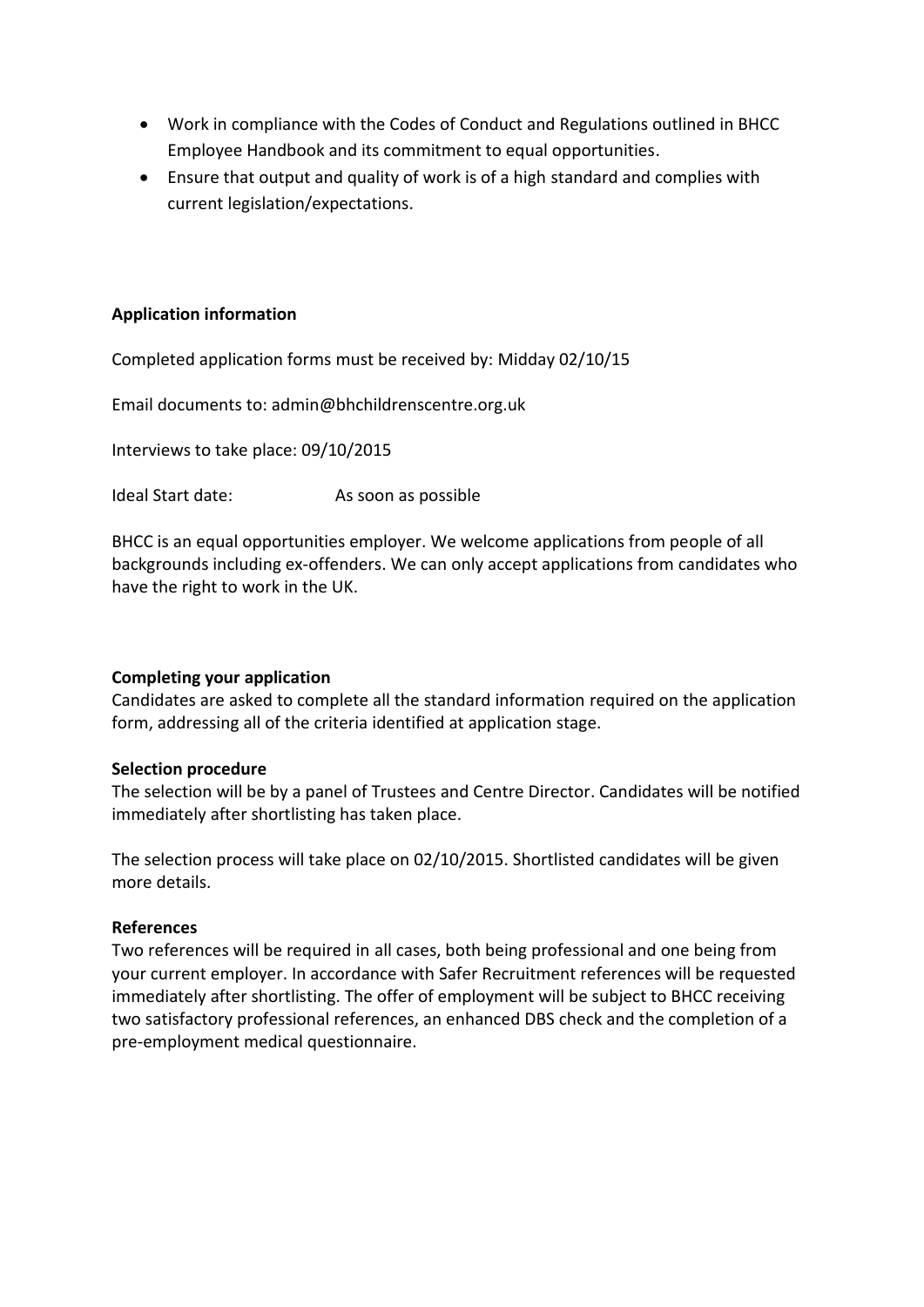- Work in compliance with the Codes of Conduct and Regulations outlined in BHCC Employee Handbook and its commitment to equal opportunities.
- Ensure that output and quality of work is of a high standard and complies with current legislation/expectations.

**Application information**

Completed application forms must be received by: Midday 02/10/15

Email documents to: admin@bhchildrenscentre.org.uk

Interviews to take place: 09/10/2015

Ideal Start date: As soon as possible

BHCC is an equal opportunities employer. We welcome applications from people of all backgrounds including ex-offenders. We can only accept applications from candidates who have the right to work in the UK.

**Completing your application**

Candidates are asked to complete all the standard information required on the application form, addressing all of the criteria identified at application stage.

**Selection procedure**

The selection will be by a panel of Trustees and Centre Director. Candidates will be notified immediately after shortlisting has taken place.

The selection process will take place on 02/10/2015. Shortlisted candidates will be given more details.

**References**

Two references will be required in all cases, both being professional and one being from your current employer. In accordance with Safer Recruitment references will be requested immediately after shortlisting. The offer of employment will be subject to BHCC receiving two satisfactory professional references, an enhanced DBS check and the completion of a pre-employment medical questionnaire.